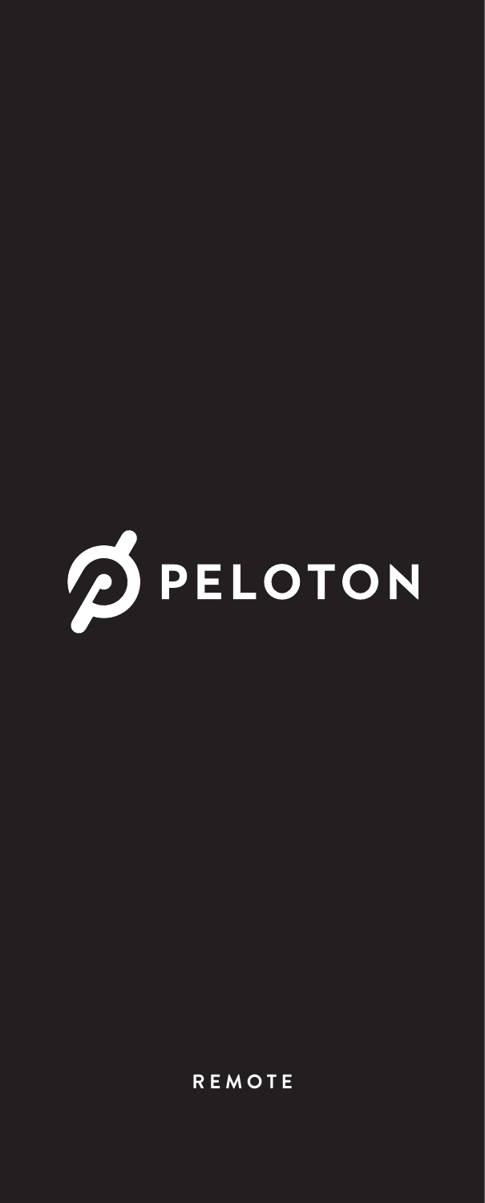# PELOTON

REMOTE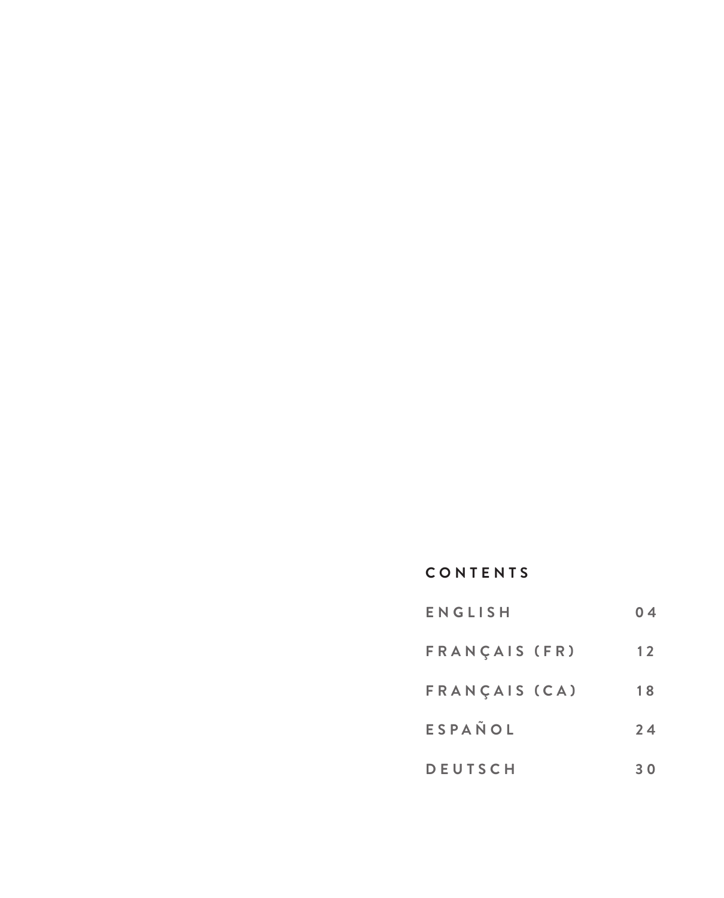## CONTENTS

| | |
|---|---|
| ENGLISH | 04 |
| FRANÇAIS (FR) | 12 |
| FRANÇAIS (CA) | 18 |
| ESPAÑOL | 24 |
| DEUTSCH | 30 |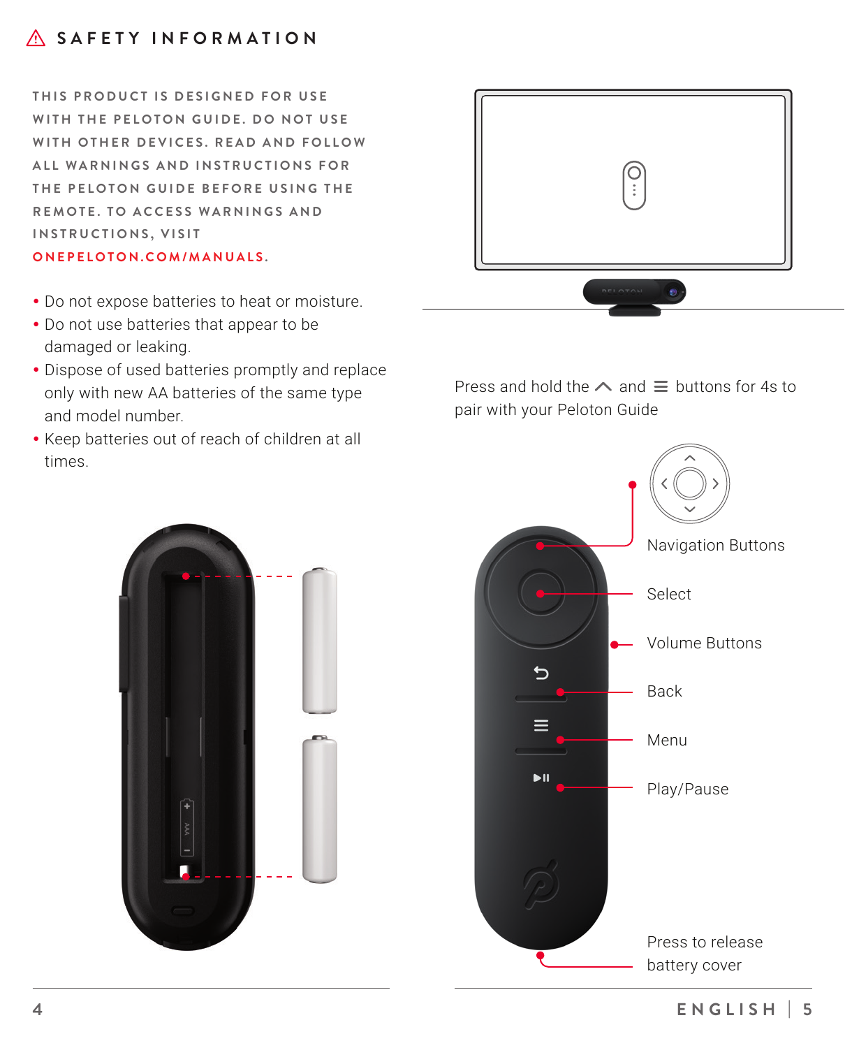# ⚠ SAFETY INFORMATION

THIS PRODUCT IS DESIGNED FOR USE WITH THE PELOTON GUIDE. DO NOT USE WITH OTHER DEVICES. READ AND FOLLOW ALL WARNINGS AND INSTRUCTIONS FOR THE PELOTON GUIDE BEFORE USING THE REMOTE. TO ACCESS WARNINGS AND INSTRUCTIONS, VISIT ONEPELOTON.COM/MANUALS.

- Do not expose batteries to heat or moisture.
- Do not use batteries that appear to be damaged or leaking.
- Dispose of used batteries promptly and replace only with new AA batteries of the same type and model number.
- Keep batteries out of reach of children at all times.

Press and hold the ^ and ≡ buttons for 4s to pair with your Peloton Guide

Navigation Buttons

Select

Volume Buttons

Back

Menu

Play/Pause

Press to release battery cover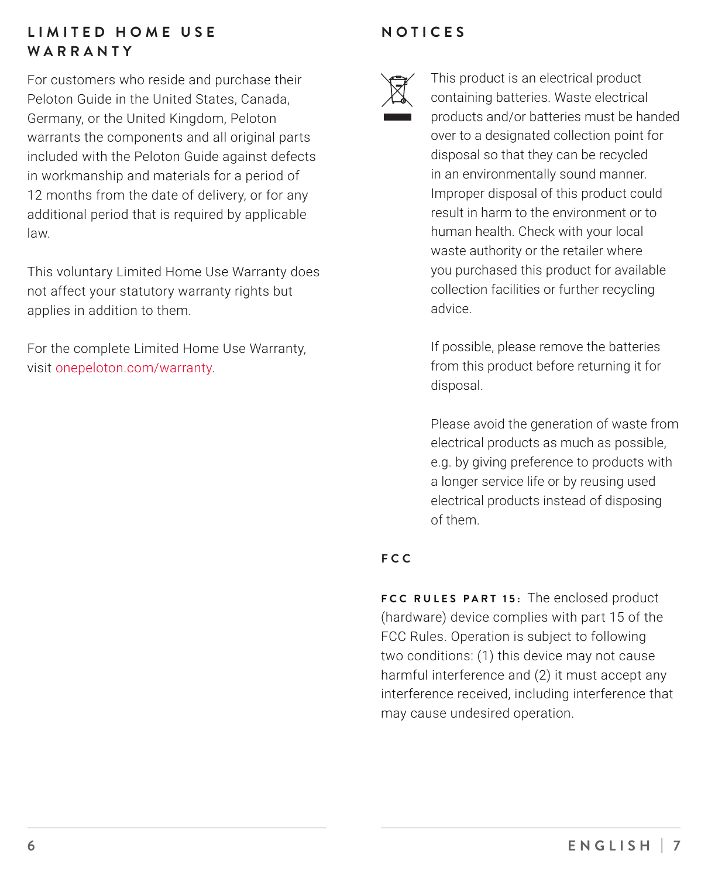## LIMITED HOME USE WARRANTY

For customers who reside and purchase their Peloton Guide in the United States, Canada, Germany, or the United Kingdom, Peloton warrants the components and all original parts included with the Peloton Guide against defects in workmanship and materials for a period of 12 months from the date of delivery, or for any additional period that is required by applicable law.

This voluntary Limited Home Use Warranty does not affect your statutory warranty rights but applies in addition to them.

For the complete Limited Home Use Warranty, visit onepeloton.com/warranty.

## NOTICES

This product is an electrical product containing batteries. Waste electrical products and/or batteries must be handed over to a designated collection point for disposal so that they can be recycled in an environmentally sound manner. Improper disposal of this product could result in harm to the environment or to human health. Check with your local waste authority or the retailer where you purchased this product for available collection facilities or further recycling advice.

If possible, please remove the batteries from this product before returning it for disposal.

Please avoid the generation of waste from electrical products as much as possible, e.g. by giving preference to products with a longer service life or by reusing used electrical products instead of disposing of them.

### FCC

**FCC RULES PART 15:** The enclosed product (hardware) device complies with part 15 of the FCC Rules. Operation is subject to following two conditions: (1) this device may not cause harmful interference and (2) it must accept any interference received, including interference that may cause undesired operation.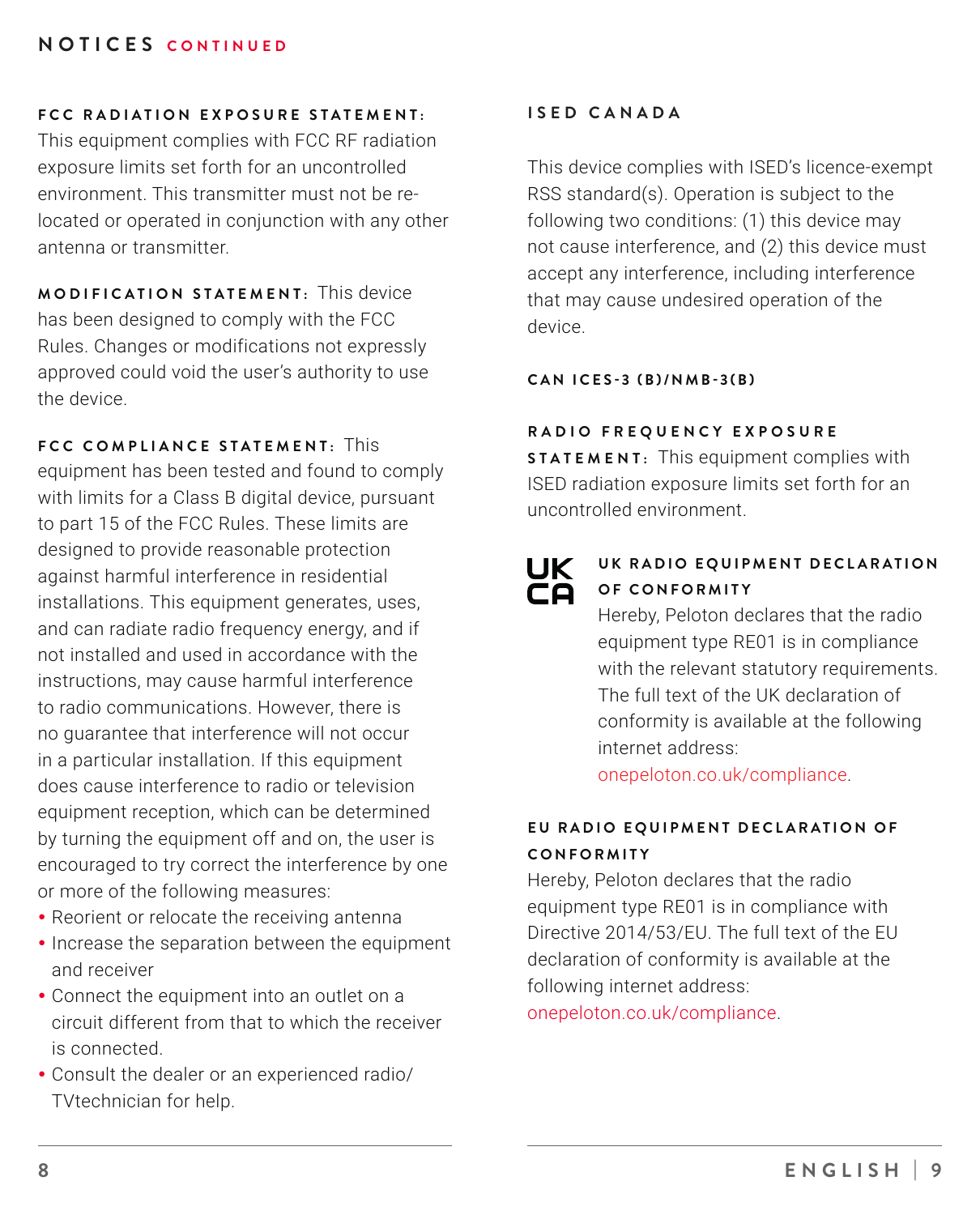## NOTICES CONTINUED

**FCC RADIATION EXPOSURE STATEMENT:** This equipment complies with FCC RF radiation exposure limits set forth for an uncontrolled environment. This transmitter must not be re-located or operated in conjunction with any other antenna or transmitter.

**MODIFICATION STATEMENT:** This device has been designed to comply with the FCC Rules. Changes or modifications not expressly approved could void the user's authority to use the device.

**FCC COMPLIANCE STATEMENT:** This equipment has been tested and found to comply with limits for a Class B digital device, pursuant to part 15 of the FCC Rules. These limits are designed to provide reasonable protection against harmful interference in residential installations. This equipment generates, uses, and can radiate radio frequency energy, and if not installed and used in accordance with the instructions, may cause harmful interference to radio communications. However, there is no guarantee that interference will not occur in a particular installation. If this equipment does cause interference to radio or television equipment reception, which can be determined by turning the equipment off and on, the user is encouraged to try correct the interference by one or more of the following measures:

- Reorient or relocate the receiving antenna
- Increase the separation between the equipment and receiver
- Connect the equipment into an outlet on a circuit different from that to which the receiver is connected.
- Consult the dealer or an experienced radio/ TVtechnician for help.

**ISED CANADA**

This device complies with ISED's licence-exempt RSS standard(s). Operation is subject to the following two conditions: (1) this device may not cause interference, and (2) this device must accept any interference, including interference that may cause undesired operation of the device.

**CAN ICES-3 (B)/NMB-3(B)**

**RADIO FREQUENCY EXPOSURE STATEMENT:** This equipment complies with ISED radiation exposure limits set forth for an uncontrolled environment.

UK CA

**UK RADIO EQUIPMENT DECLARATION OF CONFORMITY**
Hereby, Peloton declares that the radio equipment type RE01 is in compliance with the relevant statutory requirements. The full text of the UK declaration of conformity is available at the following internet address: onepeloton.co.uk/compliance.

**EU RADIO EQUIPMENT DECLARATION OF CONFORMITY**
Hereby, Peloton declares that the radio equipment type RE01 is in compliance with Directive 2014/53/EU. The full text of the EU declaration of conformity is available at the following internet address: onepeloton.co.uk/compliance.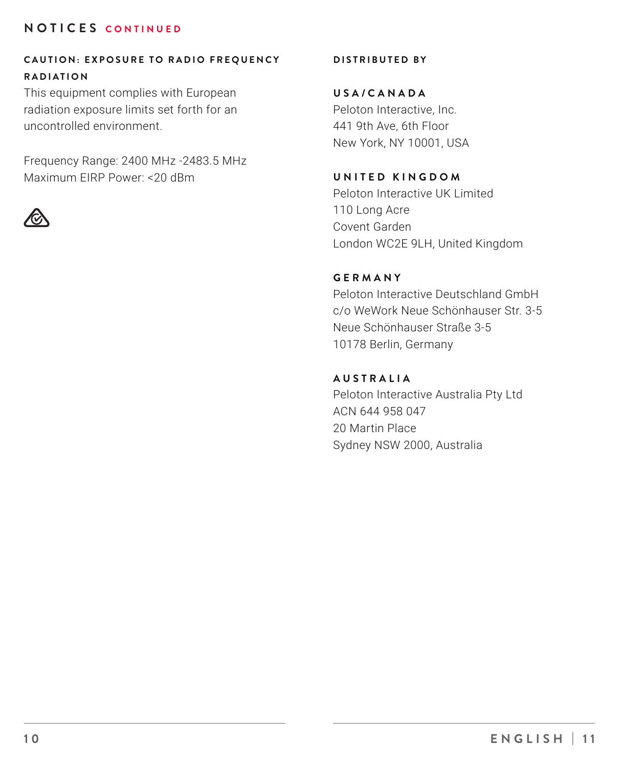## NOTICES CONTINUED

### CAUTION: EXPOSURE TO RADIO FREQUENCY RADIATION

This equipment complies with European radiation exposure limits set forth for an uncontrolled environment.

Frequency Range: 2400 MHz -2483.5 MHz
Maximum EIRP Power: <20 dBm

### DISTRIBUTED BY

#### USA/CANADA

Peloton Interactive, Inc.
441 9th Ave, 6th Floor
New York, NY 10001, USA

#### UNITED KINGDOM

Peloton Interactive UK Limited
110 Long Acre
Covent Garden
London WC2E 9LH, United Kingdom

#### GERMANY

Peloton Interactive Deutschland GmbH
c/o WeWork Neue Schönhauser Str. 3-5
Neue Schönhauser Straße 3-5
10178 Berlin, Germany

#### AUSTRALIA

Peloton Interactive Australia Pty Ltd
ACN 644 958 047
20 Martin Place
Sydney NSW 2000, Australia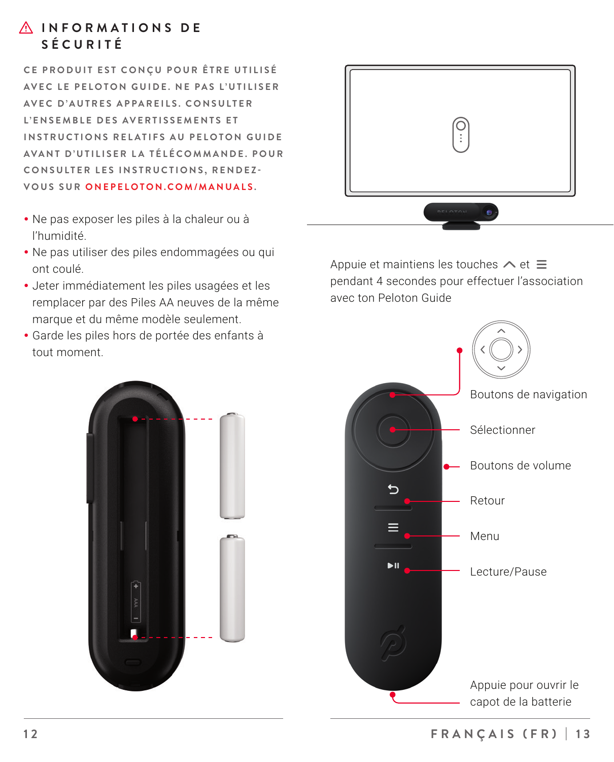## ⚠ INFORMATIONS DE SÉCURITÉ

**CE PRODUIT EST CONÇU POUR ÊTRE UTILISÉ AVEC LE PELOTON GUIDE. NE PAS L'UTILISER AVEC D'AUTRES APPAREILS. CONSULTER L'ENSEMBLE DES AVERTISSEMENTS ET INSTRUCTIONS RELATIFS AU PELOTON GUIDE AVANT D'UTILISER LA TÉLÉCOMMANDE. POUR CONSULTER LES INSTRUCTIONS, RENDEZ-VOUS SUR ONEPELOTON.COM/MANUALS.**

- Ne pas exposer les piles à la chaleur ou à l'humidité.
- Ne pas utiliser des piles endommagées ou qui ont coulé.
- Jeter immédiatement les piles usagées et les remplacer par des Piles AA neuves de la même marque et du même modèle seulement.
- Garde les piles hors de portée des enfants à tout moment.

Appuie et maintiens les touches ^ et ≡ pendant 4 secondes pour effectuer l'association avec ton Peloton Guide

- Boutons de navigation
- Sélectionner
- Boutons de volume
- Retour
- Menu
- Lecture/Pause
- Appuie pour ouvrir le capot de la batterie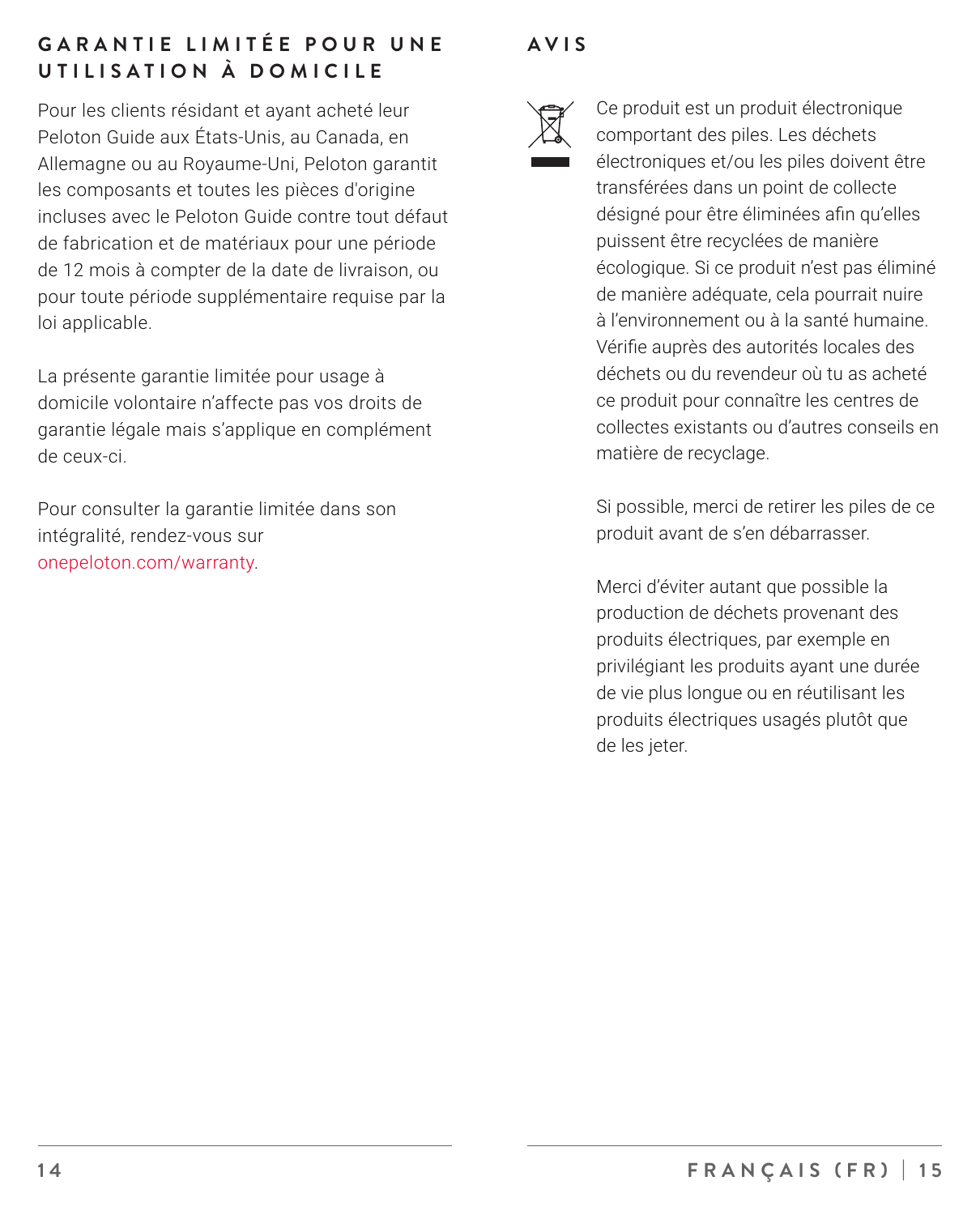## GARANTIE LIMITÉE POUR UNE UTILISATION À DOMICILE

Pour les clients résidant et ayant acheté leur Peloton Guide aux États-Unis, au Canada, en Allemagne ou au Royaume-Uni, Peloton garantit les composants et toutes les pièces d'origine incluses avec le Peloton Guide contre tout défaut de fabrication et de matériaux pour une période de 12 mois à compter de la date de livraison, ou pour toute période supplémentaire requise par la loi applicable.

La présente garantie limitée pour usage à domicile volontaire n'affecte pas vos droits de garantie légale mais s'applique en complément de ceux-ci.

Pour consulter la garantie limitée dans son intégralité, rendez-vous sur onepeloton.com/warranty.

## AVIS

Ce produit est un produit électronique comportant des piles. Les déchets électroniques et/ou les piles doivent être transférées dans un point de collecte désigné pour être éliminées afin qu'elles puissent être recyclées de manière écologique. Si ce produit n'est pas éliminé de manière adéquate, cela pourrait nuire à l'environnement ou à la santé humaine. Vérifie auprès des autorités locales des déchets ou du revendeur où tu as acheté ce produit pour connaître les centres de collectes existants ou d'autres conseils en matière de recyclage.

Si possible, merci de retirer les piles de ce produit avant de s'en débarrasser.

Merci d'éviter autant que possible la production de déchets provenant des produits électriques, par exemple en privilégiant les produits ayant une durée de vie plus longue ou en réutilisant les produits électriques usagés plutôt que de les jeter.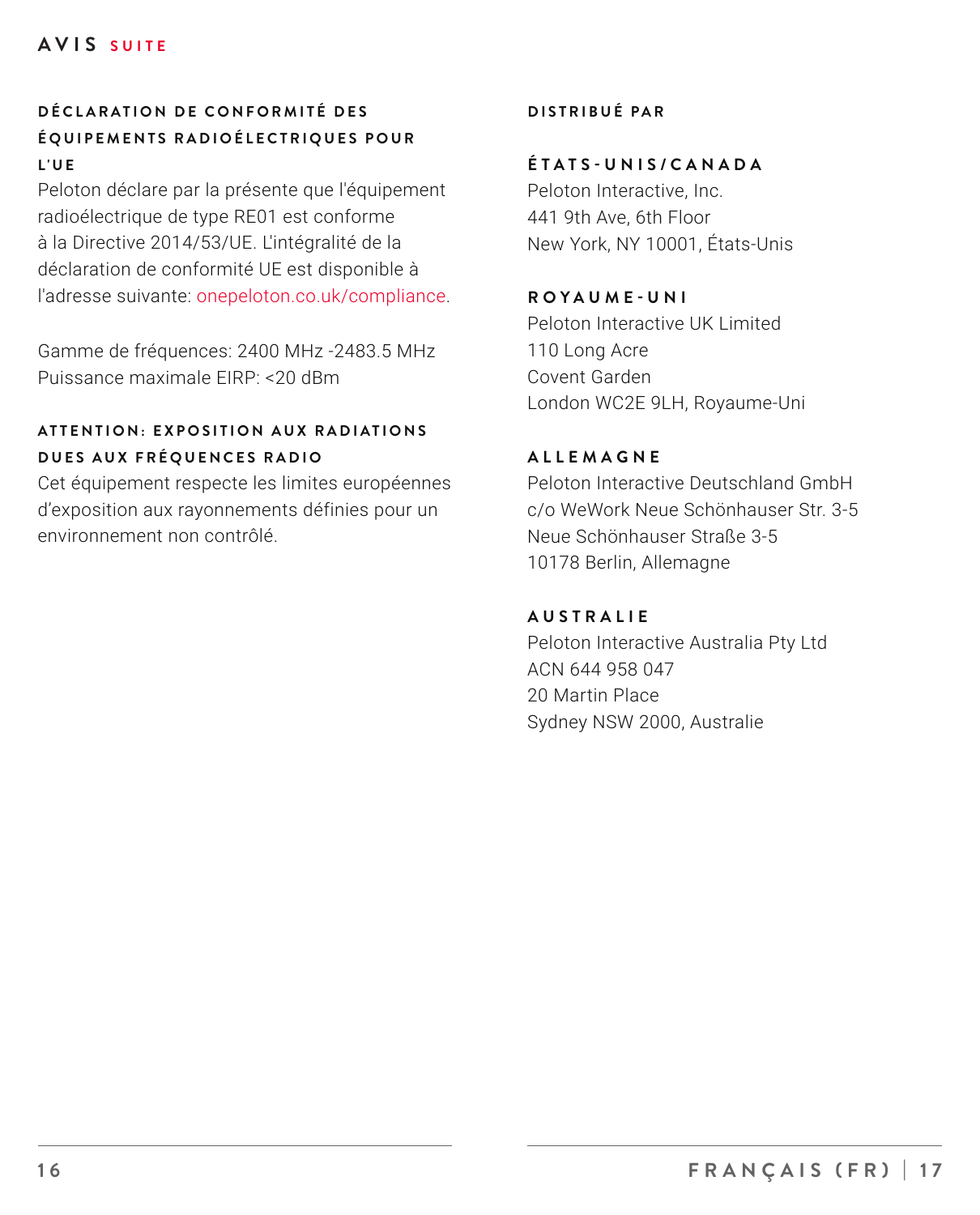## AVIS SUITE

### DÉCLARATION DE CONFORMITÉ DES ÉQUIPEMENTS RADIOÉLECTRIQUES POUR L'UE

Peloton déclare par la présente que l'équipement radioélectrique de type RE01 est conforme à la Directive 2014/53/UE. L'intégralité de la déclaration de conformité UE est disponible à l'adresse suivante: onepeloton.co.uk/compliance.

Gamme de fréquences: 2400 MHz -2483.5 MHz
Puissance maximale EIRP: <20 dBm

### ATTENTION: EXPOSITION AUX RADIATIONS DUES AUX FRÉQUENCES RADIO

Cet équipement respecte les limites européennes d'exposition aux rayonnements définies pour un environnement non contrôlé.

### DISTRIBUÉ PAR

#### ÉTATS-UNIS/CANADA

Peloton Interactive, Inc.
441 9th Ave, 6th Floor
New York, NY 10001, États-Unis

#### ROYAUME-UNI

Peloton Interactive UK Limited
110 Long Acre
Covent Garden
London WC2E 9LH, Royaume-Uni

#### ALLEMAGNE

Peloton Interactive Deutschland GmbH
c/o WeWork Neue Schönhauser Str. 3-5
Neue Schönhauser Straße 3-5
10178 Berlin, Allemagne

#### AUSTRALIE

Peloton Interactive Australia Pty Ltd
ACN 644 958 047
20 Martin Place
Sydney NSW 2000, Australie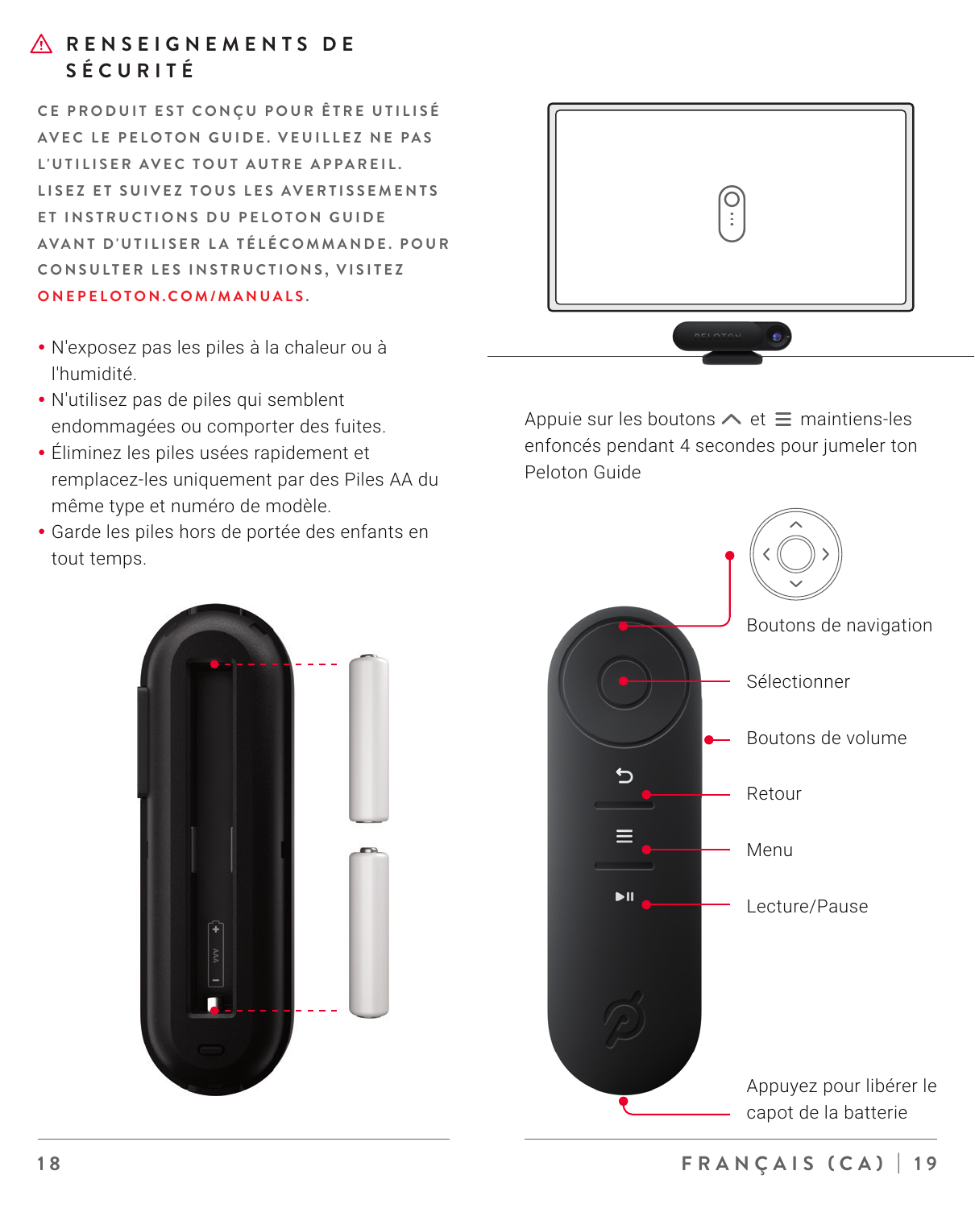# ⚠ RENSEIGNEMENTS DE SÉCURITÉ

**CE PRODUIT EST CONÇU POUR ÊTRE UTILISÉ AVEC LE PELOTON GUIDE. VEUILLEZ NE PAS L'UTILISER AVEC TOUT AUTRE APPAREIL. LISEZ ET SUIVEZ TOUS LES AVERTISSEMENTS ET INSTRUCTIONS DU PELOTON GUIDE AVANT D'UTILISER LA TÉLÉCOMMANDE. POUR CONSULTER LES INSTRUCTIONS, VISITEZ ONEPELOTON.COM/MANUALS.**

- N'exposez pas les piles à la chaleur ou à l'humidité.
- N'utilisez pas de piles qui semblent endommagées ou comporter des fuites.
- Éliminez les piles usées rapidement et remplacez-les uniquement par des Piles AA du même type et numéro de modèle.
- Garde les piles hors de portée des enfants en tout temps.

Appuie sur les boutons ^ et ≡ maintiens-les enfoncés pendant 4 secondes pour jumeler ton Peloton Guide

- Boutons de navigation
- Sélectionner
- Boutons de volume
- Retour
- Menu
- Lecture/Pause
- Appuyez pour libérer le capot de la batterie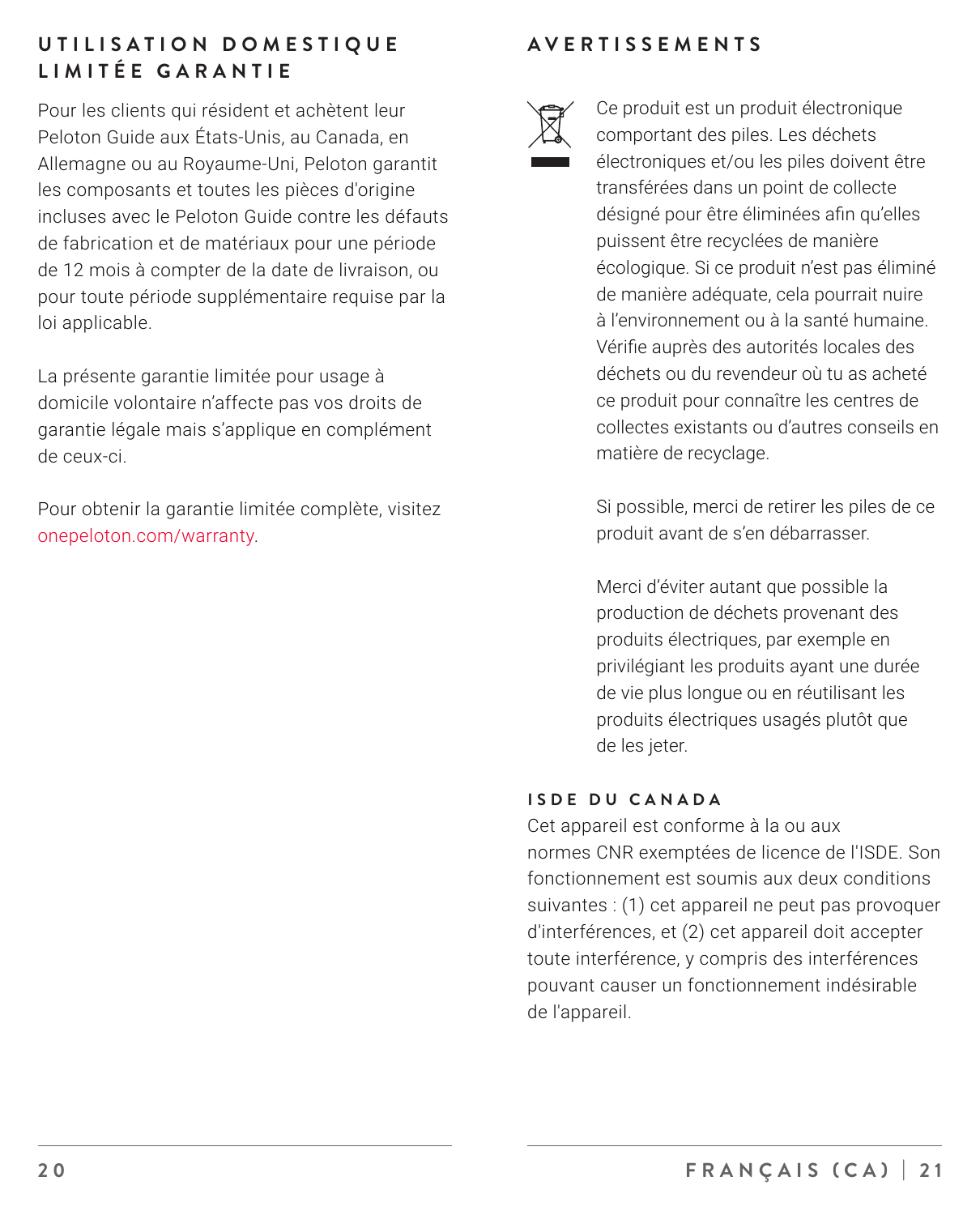## UTILISATION DOMESTIQUE LIMITÉE GARANTIE

Pour les clients qui résident et achètent leur Peloton Guide aux États-Unis, au Canada, en Allemagne ou au Royaume-Uni, Peloton garantit les composants et toutes les pièces d'origine incluses avec le Peloton Guide contre les défauts de fabrication et de matériaux pour une période de 12 mois à compter de la date de livraison, ou pour toute période supplémentaire requise par la loi applicable.

La présente garantie limitée pour usage à domicile volontaire n'affecte pas vos droits de garantie légale mais s'applique en complément de ceux-ci.

Pour obtenir la garantie limitée complète, visitez onepeloton.com/warranty.

## AVERTISSEMENTS

Ce produit est un produit électronique comportant des piles. Les déchets électroniques et/ou les piles doivent être transférées dans un point de collecte désigné pour être éliminées afin qu'elles puissent être recyclées de manière écologique. Si ce produit n'est pas éliminé de manière adéquate, cela pourrait nuire à l'environnement ou à la santé humaine. Vérifie auprès des autorités locales des déchets ou du revendeur où tu as acheté ce produit pour connaître les centres de collectes existants ou d'autres conseils en matière de recyclage.

Si possible, merci de retirer les piles de ce produit avant de s'en débarrasser.

Merci d'éviter autant que possible la production de déchets provenant des produits électriques, par exemple en privilégiant les produits ayant une durée de vie plus longue ou en réutilisant les produits électriques usagés plutôt que de les jeter.

### ISDE DU CANADA

Cet appareil est conforme à la ou aux normes CNR exemptées de licence de l'ISDE. Son fonctionnement est soumis aux deux conditions suivantes : (1) cet appareil ne peut pas provoquer d'interférences, et (2) cet appareil doit accepter toute interférence, y compris des interférences pouvant causer un fonctionnement indésirable de l'appareil.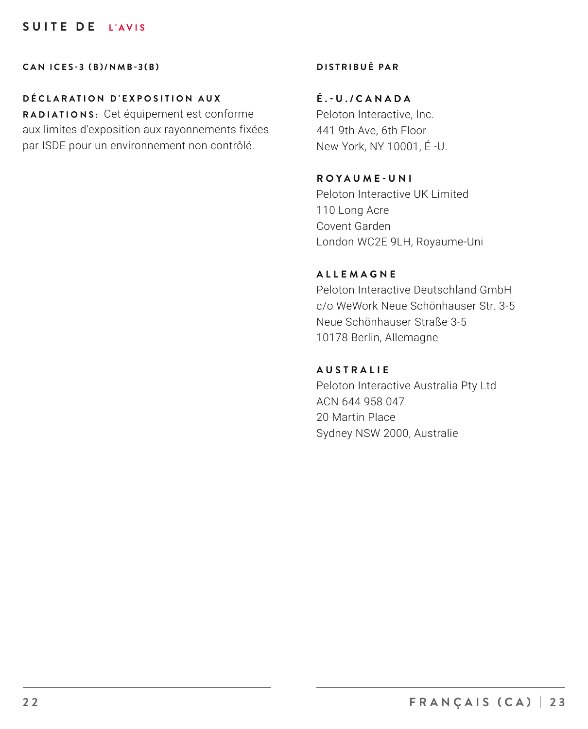## SUITE DE L'AVIS

**CAN ICES-3 (B)/NMB-3(B)**

**DÉCLARATION D'EXPOSITION AUX RADIATIONS:** Cet équipement est conforme aux limites d'exposition aux rayonnements fixées par ISDE pour un environnement non contrôlé.

**DISTRIBUÉ PAR**

**É.-U./CANADA**
Peloton Interactive, Inc.
441 9th Ave, 6th Floor
New York, NY 10001, É -U.

**ROYAUME-UNI**
Peloton Interactive UK Limited
110 Long Acre
Covent Garden
London WC2E 9LH, Royaume-Uni

**ALLEMAGNE**
Peloton Interactive Deutschland GmbH
c/o WeWork Neue Schönhauser Str. 3-5
Neue Schönhauser Straße 3-5
10178 Berlin, Allemagne

**AUSTRALIE**
Peloton Interactive Australia Pty Ltd
ACN 644 958 047
20 Martin Place
Sydney NSW 2000, Australie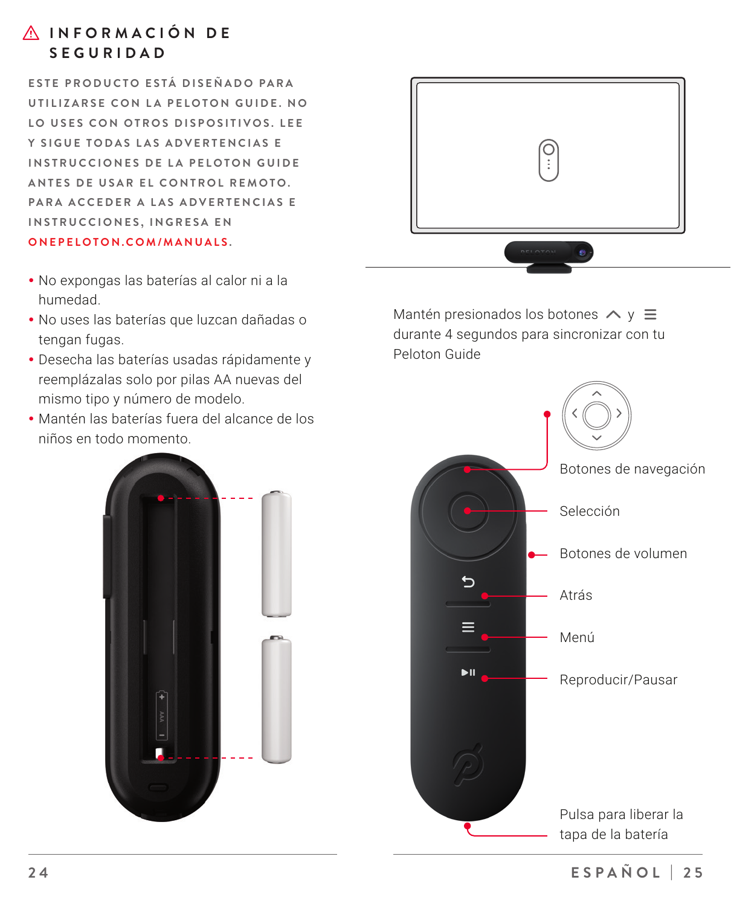## ⚠ INFORMACIÓN DE SEGURIDAD

**ESTE PRODUCTO ESTÁ DISEÑADO PARA UTILIZARSE CON LA PELOTON GUIDE. NO LO USES CON OTROS DISPOSITIVOS. LEE Y SIGUE TODAS LAS ADVERTENCIAS E INSTRUCCIONES DE LA PELOTON GUIDE ANTES DE USAR EL CONTROL REMOTO. PARA ACCEDER A LAS ADVERTENCIAS E INSTRUCCIONES, INGRESA EN ONEPELOTON.COM/MANUALS.**

- No expongas las baterías al calor ni a la humedad.
- No uses las baterías que luzcan dañadas o tengan fugas.
- Desecha las baterías usadas rápidamente y reemplázalas solo por pilas AA nuevas del mismo tipo y número de modelo.
- Mantén las baterías fuera del alcance de los niños en todo momento.

Mantén presionados los botones ∧ y ≡ durante 4 segundos para sincronizar con tu Peloton Guide

Botones de navegación

Selección

Botones de volumen

Atrás

Menú

Reproducir/Pausar

Pulsa para liberar la tapa de la batería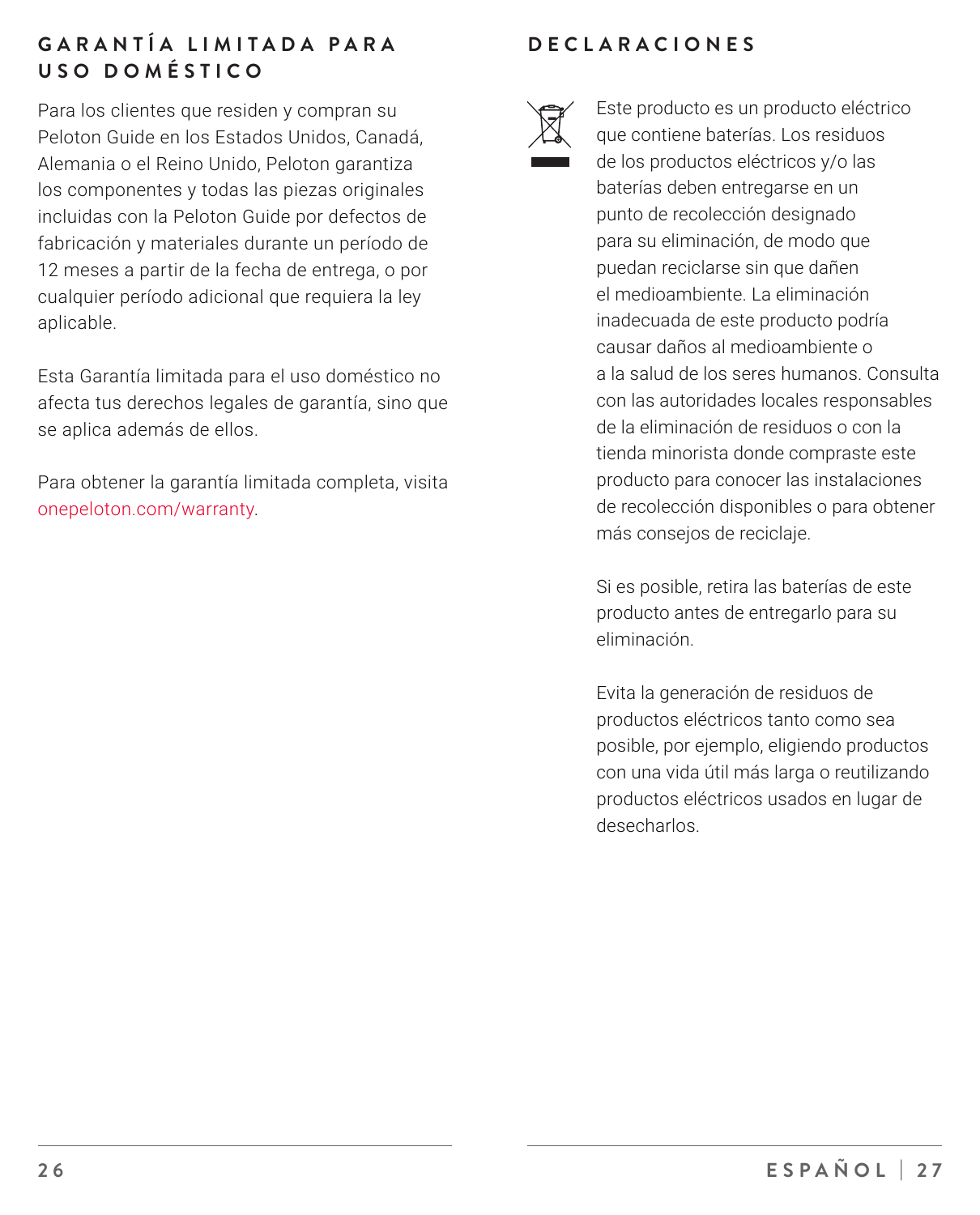## GARANTÍA LIMITADA PARA USO DOMÉSTICO

Para los clientes que residen y compran su Peloton Guide en los Estados Unidos, Canadá, Alemania o el Reino Unido, Peloton garantiza los componentes y todas las piezas originales incluidas con la Peloton Guide por defectos de fabricación y materiales durante un período de 12 meses a partir de la fecha de entrega, o por cualquier período adicional que requiera la ley aplicable.

Esta Garantía limitada para el uso doméstico no afecta tus derechos legales de garantía, sino que se aplica además de ellos.

Para obtener la garantía limitada completa, visita onepeloton.com/warranty.

## DECLARACIONES

Este producto es un producto eléctrico que contiene baterías. Los residuos de los productos eléctricos y/o las baterías deben entregarse en un punto de recolección designado para su eliminación, de modo que puedan reciclarse sin que dañen el medioambiente. La eliminación inadecuada de este producto podría causar daños al medioambiente o a la salud de los seres humanos. Consulta con las autoridades locales responsables de la eliminación de residuos o con la tienda minorista donde compraste este producto para conocer las instalaciones de recolección disponibles o para obtener más consejos de reciclaje.

Si es posible, retira las baterías de este producto antes de entregarlo para su eliminación.

Evita la generación de residuos de productos eléctricos tanto como sea posible, por ejemplo, eligiendo productos con una vida útil más larga o reutilizando productos eléctricos usados en lugar de desecharlos.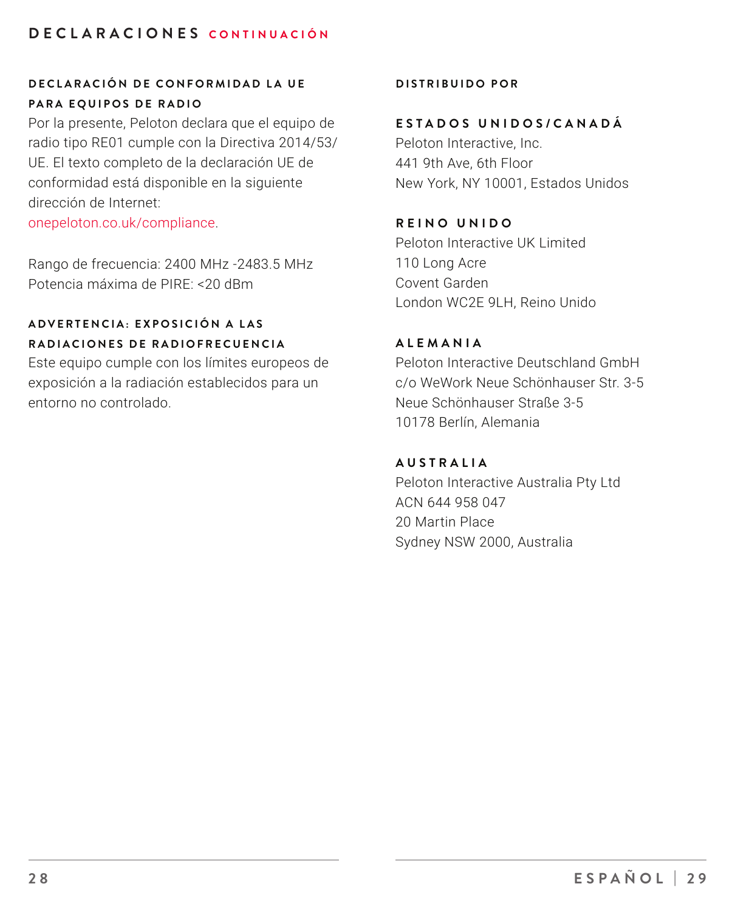# DECLARACIONES CONTINUACIÓN

### DECLARACIÓN DE CONFORMIDAD LA UE PARA EQUIPOS DE RADIO

Por la presente, Peloton declara que el equipo de radio tipo RE01 cumple con la Directiva 2014/53/UE. El texto completo de la declaración UE de conformidad está disponible en la siguiente dirección de Internet: onepeloton.co.uk/compliance.

Rango de frecuencia: 2400 MHz -2483.5 MHz
Potencia máxima de PIRE: <20 dBm

### ADVERTENCIA: EXPOSICIÓN A LAS RADIACIONES DE RADIOFRECUENCIA

Este equipo cumple con los límites europeos de exposición a la radiación establecidos para un entorno no controlado.

### DISTRIBUIDO POR

### ESTADOS UNIDOS/CANADÁ

Peloton Interactive, Inc.
441 9th Ave, 6th Floor
New York, NY 10001, Estados Unidos

### REINO UNIDO

Peloton Interactive UK Limited
110 Long Acre
Covent Garden
London WC2E 9LH, Reino Unido

### ALEMANIA

Peloton Interactive Deutschland GmbH
c/o WeWork Neue Schönhauser Str. 3-5
Neue Schönhauser Straße 3-5
10178 Berlín, Alemania

### AUSTRALIA

Peloton Interactive Australia Pty Ltd
ACN 644 958 047
20 Martin Place
Sydney NSW 2000, Australia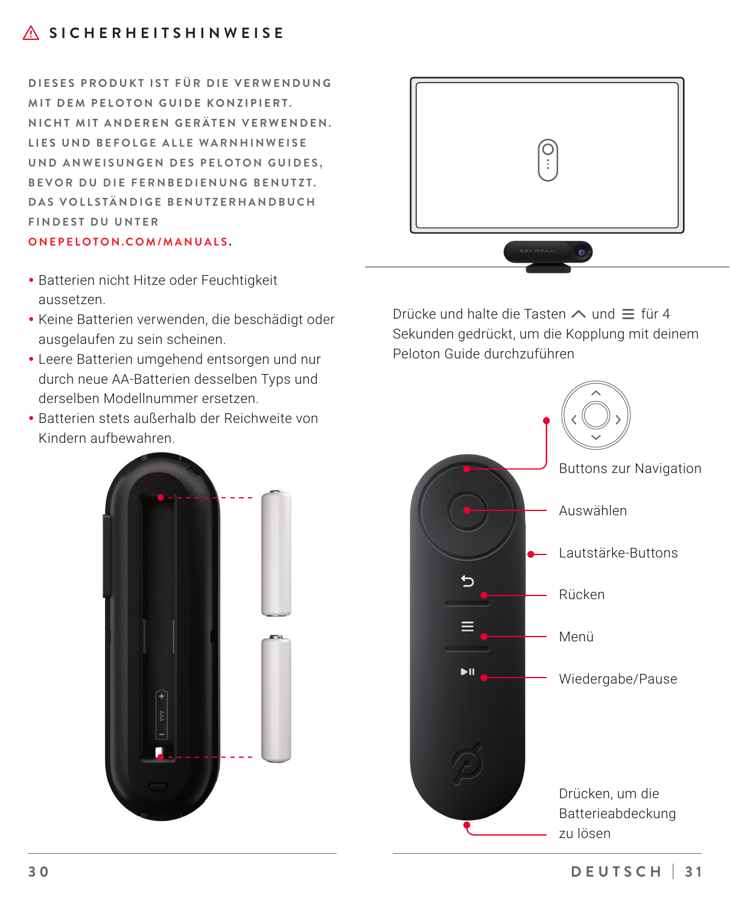# ⚠ SICHERHEITSHINWEISE

**DIESES PRODUKT IST FÜR DIE VERWENDUNG MIT DEM PELOTON GUIDE KONZIPIERT. NICHT MIT ANDEREN GERÄTEN VERWENDEN. LIES UND BEFOLGE ALLE WARNHINWEISE UND ANWEISUNGEN DES PELOTON GUIDES, BEVOR DU DIE FERNBEDIENUNG BENUTZT. DAS VOLLSTÄNDIGE BENUTZERHANDBUCH FINDEST DU UNTER ONEPELOTON.COM/MANUALS.**

- Batterien nicht Hitze oder Feuchtigkeit aussetzen.
- Keine Batterien verwenden, die beschädigt oder ausgelaufen zu sein scheinen.
- Leere Batterien umgehend entsorgen und nur durch neue AA-Batterien desselben Typs und derselben Modellnummer ersetzen.
- Batterien stets außerhalb der Reichweite von Kindern aufbewahren.

Drücke und halte die Tasten ∧ und ≡ für 4 Sekunden gedrückt, um die Kopplung mit deinem Peloton Guide durchzuführen

- Buttons zur Navigation
- Auswählen
- Lautstärke-Buttons
- Rücken
- Menü
- Wiedergabe/Pause
- Drücken, um die Batterieabdeckung zu lösen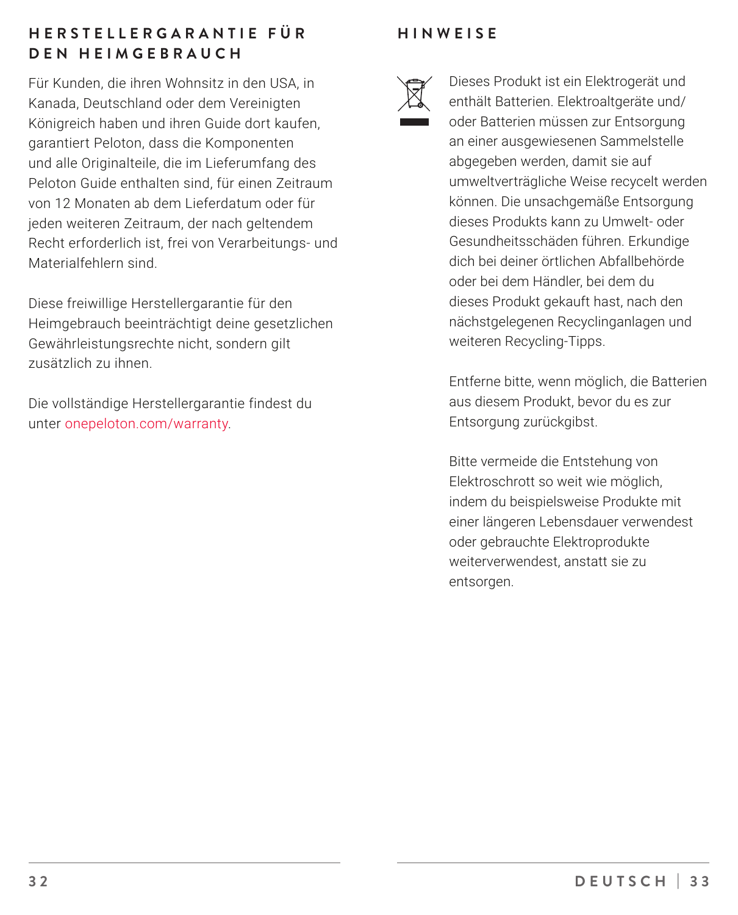## HERSTELLERGARANTIE FÜR DEN HEIMGEBRAUCH

Für Kunden, die ihren Wohnsitz in den USA, in Kanada, Deutschland oder dem Vereinigten Königreich haben und ihren Guide dort kaufen, garantiert Peloton, dass die Komponenten und alle Originalteile, die im Lieferumfang des Peloton Guide enthalten sind, für einen Zeitraum von 12 Monaten ab dem Lieferdatum oder für jeden weiteren Zeitraum, der nach geltendem Recht erforderlich ist, frei von Verarbeitungs- und Materialfehlern sind.

Diese freiwillige Herstellergarantie für den Heimgebrauch beeinträchtigt deine gesetzlichen Gewährleistungsrechte nicht, sondern gilt zusätzlich zu ihnen.

Die vollständige Herstellergarantie findest du unter onepeloton.com/warranty.

## HINWEISE

Dieses Produkt ist ein Elektrogerät und enthält Batterien. Elektroaltgeräte und/oder Batterien müssen zur Entsorgung an einer ausgewiesenen Sammelstelle abgegeben werden, damit sie auf umweltverträgliche Weise recycelt werden können. Die unsachgemäße Entsorgung dieses Produkts kann zu Umwelt- oder Gesundheitsschäden führen. Erkundige dich bei deiner örtlichen Abfallbehörde oder bei dem Händler, bei dem du dieses Produkt gekauft hast, nach den nächstgelegenen Recyclinganlagen und weiteren Recycling-Tipps.

Entferne bitte, wenn möglich, die Batterien aus diesem Produkt, bevor du es zur Entsorgung zurückgibst.

Bitte vermeide die Entstehung von Elektroschrott so weit wie möglich, indem du beispielsweise Produkte mit einer längeren Lebensdauer verwendest oder gebrauchte Elektroprodukte weiterverwendest, anstatt sie zu entsorgen.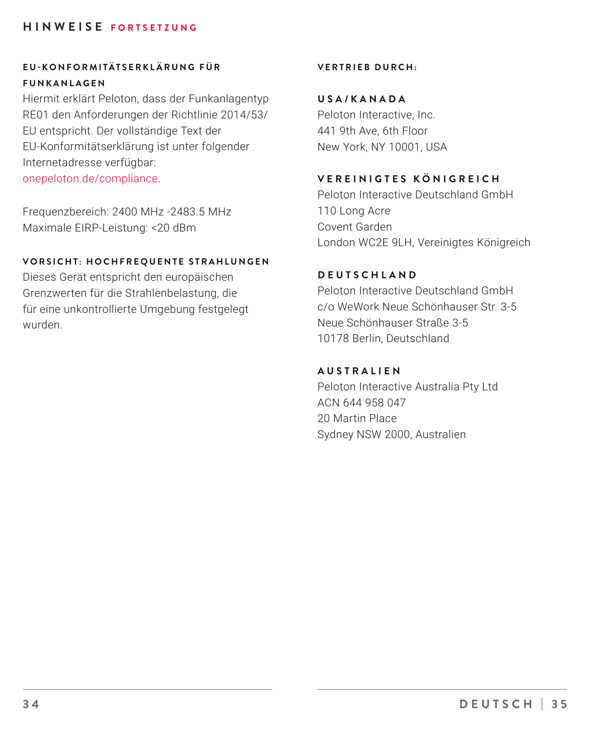## HINWEISE FORTSETZUNG

### EU-KONFORMITÄTSERKLÄRUNG FÜR FUNKANLAGEN

Hiermit erklärt Peloton, dass der Funkanlagentyp RE01 den Anforderungen der Richtlinie 2014/53/EU entspricht. Der vollständige Text der EU-Konformitätserklärung ist unter folgender Internetadresse verfügbar: onepeloton.de/compliance.

Frequenzbereich: 2400 MHz -2483.5 MHz
Maximale EIRP-Leistung: <20 dBm

### VORSICHT: HOCHFREQUENTE STRAHLUNGEN

Dieses Gerät entspricht den europäischen Grenzwerten für die Strahlenbelastung, die für eine unkontrollierte Umgebung festgelegt wurden.

### VERTRIEB DURCH:

**USA/KANADA**
Peloton Interactive, Inc.
441 9th Ave, 6th Floor
New York, NY 10001, USA

**VEREINIGTES KÖNIGREICH**
Peloton Interactive Deutschland GmbH
110 Long Acre
Covent Garden
London WC2E 9LH, Vereinigtes Königreich

**DEUTSCHLAND**
Peloton Interactive Deutschland GmbH
c/o WeWork Neue Schönhauser Str. 3-5
Neue Schönhauser Straße 3-5
10178 Berlin, Deutschland

**AUSTRALIEN**
Peloton Interactive Australia Pty Ltd
ACN 644 958 047
20 Martin Place
Sydney NSW 2000, Australien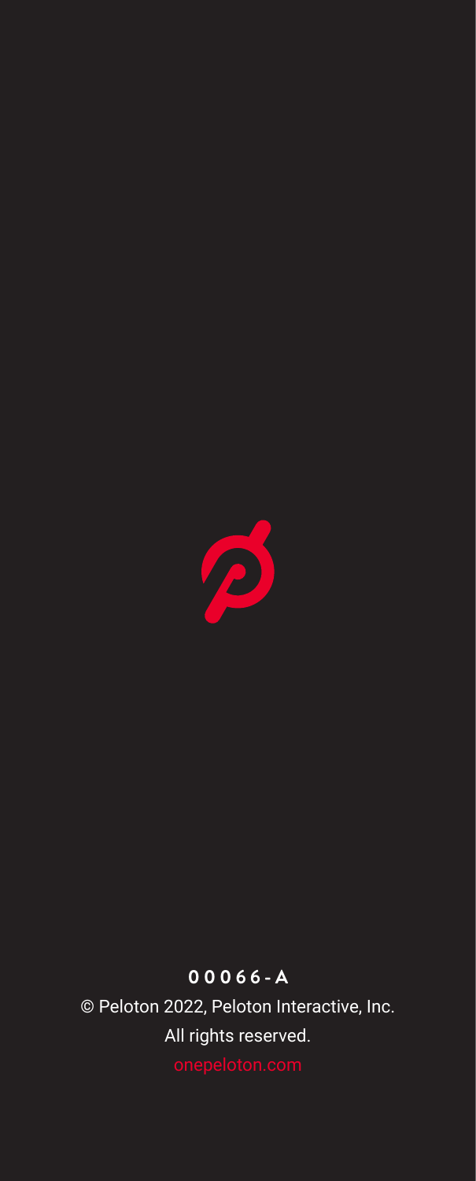00066-A

© Peloton 2022, Peloton Interactive, Inc.

All rights reserved.

onepeloton.com